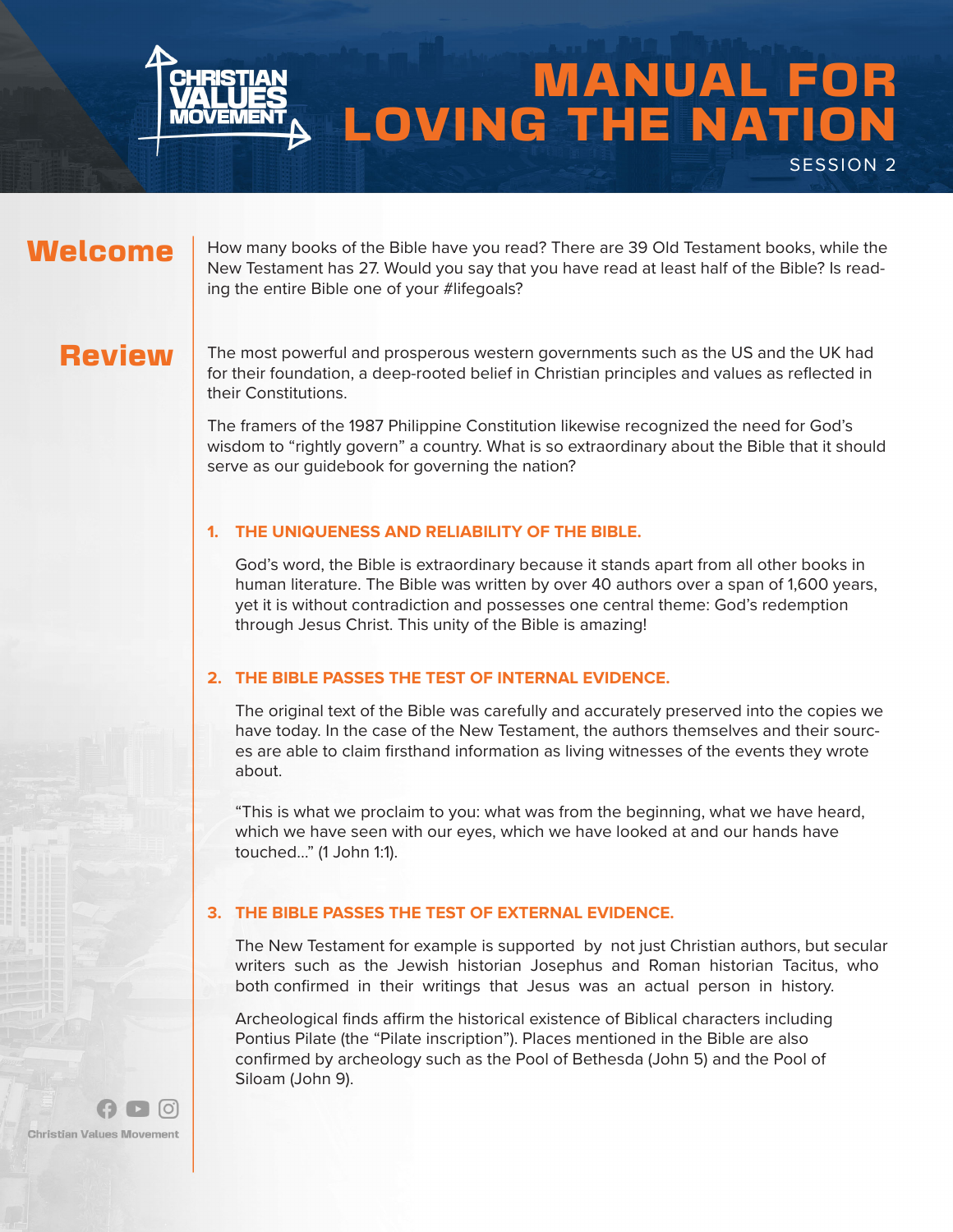# MANUAL FOR LOVING THE NATION

SESSION 2

## Welcome

How many books of the Bible have you read? There are 39 Old Testament books, while the New Testament has 27. Would you say that you have read at least half of the Bible? Is reading the entire Bible one of your #lifegoals?

## Review

The most powerful and prosperous western governments such as the US and the UK had for their foundation, a deep-rooted belief in Christian principles and values as reflected in their Constitutions.

The framers of the 1987 Philippine Constitution likewise recognized the need for God's wisdom to "rightly govern" a country. What is so extraordinary about the Bible that it should serve as our guidebook for governing the nation?

### 1. THE UNIQUENESS AND RELIABILITY OF THE BIBLE.

God's word, the Bible is extraordinary because it stands apart from all other books in human literature. The Bible was written by over 40 authors over a span of 1,600 years, yet it is without contradiction and possesses one central theme: God's redemption through Jesus Christ. This unity of the Bible is amazing!

### 2. THE BIBLE PASSES THE TEST OF INTERNAL EVIDENCE.

The original text of the Bible was carefully and accurately preserved into the copies we have today. In the case of the New Testament, the authors themselves and their sources are able to claim firsthand information as living witnesses of the events they wrote about.

"This is what we proclaim to you: what was from the beginning, what we have heard, which we have seen with our eyes, which we have looked at and our hands have touched..." (1 John 1:1).

### 3. THE BIBLE PASSES THE TEST OF EXTERNAL EVIDENCE.

The New Testament for example is supported by not just Christian authors, but secular writers such as the Jewish historian Josephus and Roman historian Tacitus, who both confirmed in their writings that Jesus was an actual person in history.

Archeological finds affirm the historical existence of Biblical characters including Pontius Pilate (the "Pilate inscription"). Places mentioned in the Bible are also confirmed by archeology such as the Pool of Bethesda (John 5) and the Pool of Siloam (John 9).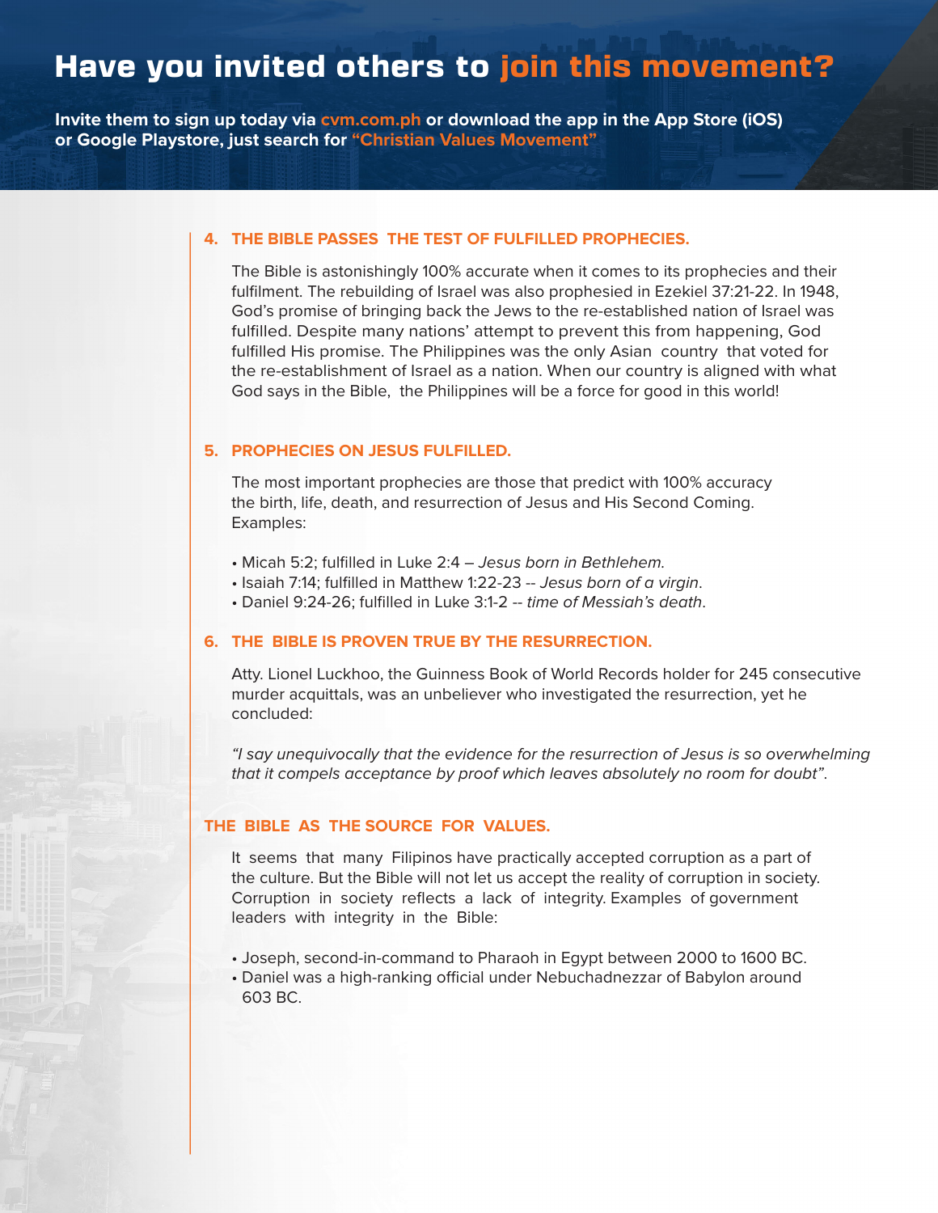# Have you invited others to join this movement?

**Invite them to sign up today via cvm.com.ph or download the app in the App Store (iOS) or Google Playstore, just search for "Christian Values Movement"**

### 4. THE BIBLE PASSES THE TEST OF FULFILLED PROPHECIES.

The Bible is astonishingly 100% accurate when it comes to its prophecies and their fulfilment. The rebuilding of Israel was also prophesied in Ezekiel 37:21-22. In 1948, God's promise of bringing back the Jews to the re-established nation of Israel was fulfilled. Despite many nations' attempt to prevent this from happening, God fulfilled His promise. The Philippines was the only Asian country that voted for the re-establishment of Israel as a nation. When our country is aligned with what God says in the Bible, the Philippines will be a force for good in this world!

### 5. PROPHECIES ON JESUS FULFILLED.

The most important prophecies are those that predict with 100% accuracy the birth, life, death, and resurrection of Jesus and His Second Coming. Examples:

- Micah 5:2; fulfilled in Luke 2:4 – *Jesus born in Bethlehem.*
- Isaiah 7:14; fulfilled in Matthew 1:22-23 -- *Jesus born of a virgin*.
- Daniel 9:24-26; fulfilled in Luke 3:1-2 -- *time of Messiah's death*.

### 6. THE BIBLE IS PROVEN TRUE BY THE RESURRECTION.

Atty. Lionel Luckhoo, the Guinness Book of World Records holder for 245 consecutive murder acquittals, was an unbeliever who investigated the resurrection, yet he concluded:

*"I say unequivocally that the evidence for the resurrection of Jesus is so overwhelming that it compels acceptance by proof which leaves absolutely no room for doubt".*

### THE BIBLE AS THE SOURCE FOR VALUES.

It seems that many Filipinos have practically accepted corruption as a part of the culture. But the Bible will not let us accept the reality of corruption in society. Corruption in society reflects a lack of integrity. Examples of government leaders with integrity in the Bible:

- Joseph, second-in-command to Pharaoh in Egypt between 2000 to 1600 BC.
- Daniel was a high-ranking official under Nebuchadnezzar of Babylon around 603 BC.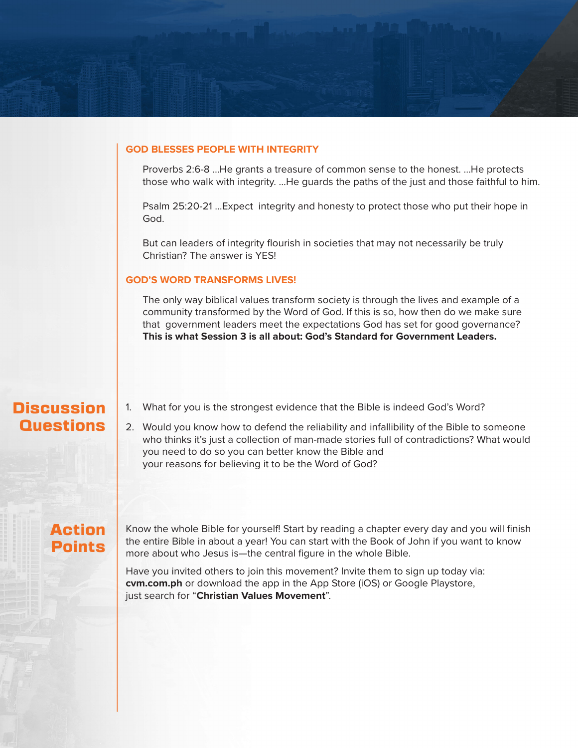## GOD BLESSES PEOPLE WITH INTEGRITY

Proverbs 2:6-8 ...He grants a treasure of common sense to the honest. ...He protects those who walk with integrity. ...He guards the paths of the just and those faithful to him.

Psalm 25:20-21 ...Expect integrity and honesty to protect those who put their hope in God.

But can leaders of integrity flourish in societies that may not necessarily be truly Christian? The answer is YES!

## GOD'S WORD TRANSFORMS LIVES!

The only way biblical values transform society is through the lives and example of a community transformed by the Word of God. If this is so, how then do we make sure that government leaders meet the expectations God has set for good governance? **This is what Session 3 is all about: God's Standard for Government Leaders.**

## Discussion Questions

1. What for you is the strongest evidence that the Bible is indeed God's Word?
2. Would you know how to defend the reliability and infallibility of the Bible to someone who thinks it's just a collection of man-made stories full of contradictions? What would you need to do so you can better know the Bible and your reasons for believing it to be the Word of God?

## Action Points

Know the whole Bible for yourself! Start by reading a chapter every day and you will finish the entire Bible in about a year! You can start with the Book of John if you want to know more about who Jesus is—the central figure in the whole Bible.

Have you invited others to join this movement? Invite them to sign up today via: **cvm.com.ph** or download the app in the App Store (iOS) or Google Playstore, just search for "**Christian Values Movement**".